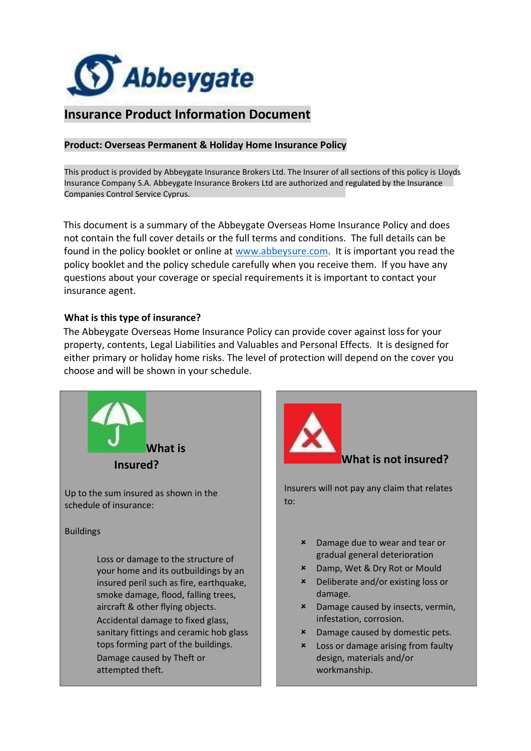# Abbeygate

## Insurance Product Information Document

### Product: Overseas Permanent & Holiday Home Insurance Policy

This product is provided by Abbeygate Insurance Brokers Ltd. The Insurer of all sections of this policy is Lloyds Insurance Company S.A. Abbeygate Insurance Brokers Ltd are authorized and regulated by the Insurance Companies Control Service Cyprus.

This document is a summary of the Abbeygate Overseas Home Insurance Policy and does not contain the full cover details or the full terms and conditions. The full details can be found in the policy booklet or online at www.abbeysure.com. It is important you read the policy booklet and the policy schedule carefully when you receive them. If you have any questions about your coverage or special requirements it is important to contact your insurance agent.

**What is this type of insurance?**

The Abbeygate Overseas Home Insurance Policy can provide cover against loss for your property, contents, Legal Liabilities and Valuables and Personal Effects. It is designed for either primary or holiday home risks. The level of protection will depend on the cover you choose and will be shown in your schedule.

### What is Insured?

Up to the sum insured as shown in the schedule of insurance:

Buildings

- Loss or damage to the structure of your home and its outbuildings by an insured peril such as fire, earthquake, smoke damage, flood, falling trees, aircraft & other flying objects.
- Accidental damage to fixed glass, sanitary fittings and ceramic hob glass tops forming part of the buildings.
- Damage caused by Theft or attempted theft.

### What is not insured?

Insurers will not pay any claim that relates to:

- ✗ Damage due to wear and tear or gradual general deterioration
- ✗ Damp, Wet & Dry Rot or Mould
- ✗ Deliberate and/or existing loss or damage.
- ✗ Damage caused by insects, vermin, infestation, corrosion.
- ✗ Damage caused by domestic pets.
- ✗ Loss or damage arising from faulty design, materials and/or workmanship.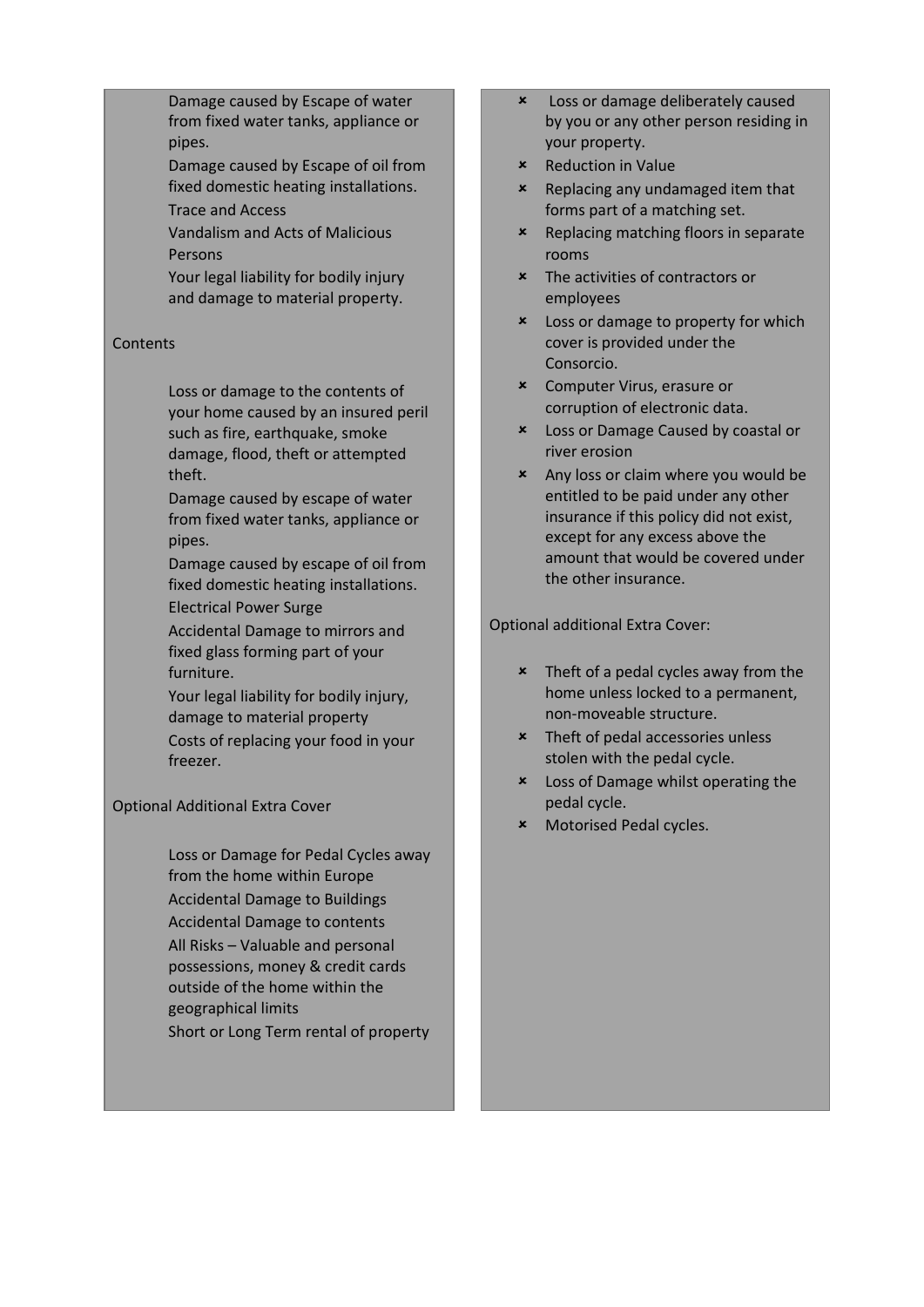- Damage caused by Escape of water from fixed water tanks, appliance or pipes.
- Damage caused by Escape of oil from fixed domestic heating installations.
- Trace and Access
- Vandalism and Acts of Malicious Persons
- Your legal liability for bodily injury and damage to material property.

Contents

- Loss or damage to the contents of your home caused by an insured peril such as fire, earthquake, smoke damage, flood, theft or attempted theft.
- Damage caused by escape of water from fixed water tanks, appliance or pipes.
- Damage caused by escape of oil from fixed domestic heating installations.
- Electrical Power Surge
- Accidental Damage to mirrors and fixed glass forming part of your furniture.
- Your legal liability for bodily injury, damage to material property
- Costs of replacing your food in your freezer.

Optional Additional Extra Cover

- Loss or Damage for Pedal Cycles away from the home within Europe
- Accidental Damage to Buildings
- Accidental Damage to contents
- All Risks – Valuable and personal possessions, money & credit cards outside of the home within the geographical limits
- Short or Long Term rental of property

- ✗ Loss or damage deliberately caused by you or any other person residing in your property.
- ✗ Reduction in Value
- ✗ Replacing any undamaged item that forms part of a matching set.
- ✗ Replacing matching floors in separate rooms
- ✗ The activities of contractors or employees
- ✗ Loss or damage to property for which cover is provided under the Consorcio.
- ✗ Computer Virus, erasure or corruption of electronic data.
- ✗ Loss or Damage Caused by coastal or river erosion
- ✗ Any loss or claim where you would be entitled to be paid under any other insurance if this policy did not exist, except for any excess above the amount that would be covered under the other insurance.

Optional additional Extra Cover:

- ✗ Theft of a pedal cycles away from the home unless locked to a permanent, non-moveable structure.
- ✗ Theft of pedal accessories unless stolen with the pedal cycle.
- ✗ Loss of Damage whilst operating the pedal cycle.
- ✗ Motorised Pedal cycles.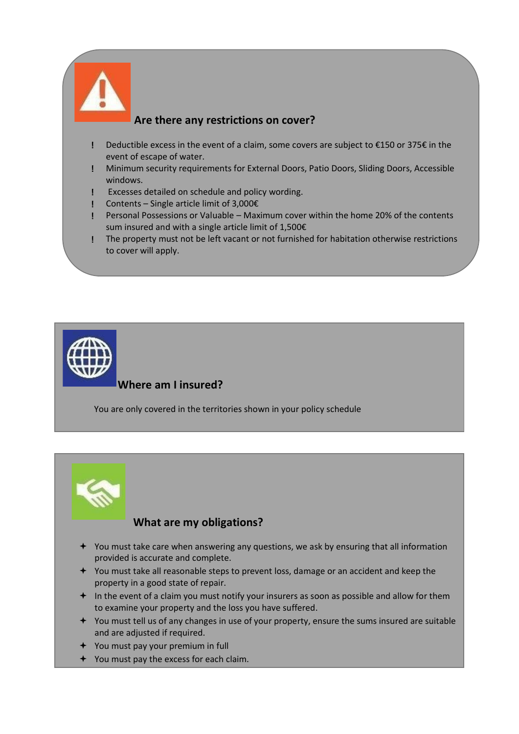## Are there any restrictions on cover?

- ! Deductible excess in the event of a claim, some covers are subject to €150 or 375€ in the event of escape of water.
- ! Minimum security requirements for External Doors, Patio Doors, Sliding Doors, Accessible windows.
- ! Excesses detailed on schedule and policy wording.
- ! Contents – Single article limit of 3,000€
- ! Personal Possessions or Valuable – Maximum cover within the home 20% of the contents sum insured and with a single article limit of 1,500€
- ! The property must not be left vacant or not furnished for habitation otherwise restrictions to cover will apply.

## Where am I insured?

You are only covered in the territories shown in your policy schedule

## What are my obligations?

- ✦ You must take care when answering any questions, we ask by ensuring that all information provided is accurate and complete.
- ✦ You must take all reasonable steps to prevent loss, damage or an accident and keep the property in a good state of repair.
- ✦ In the event of a claim you must notify your insurers as soon as possible and allow for them to examine your property and the loss you have suffered.
- ✦ You must tell us of any changes in use of your property, ensure the sums insured are suitable and are adjusted if required.
- ✦ You must pay your premium in full
- ✦ You must pay the excess for each claim.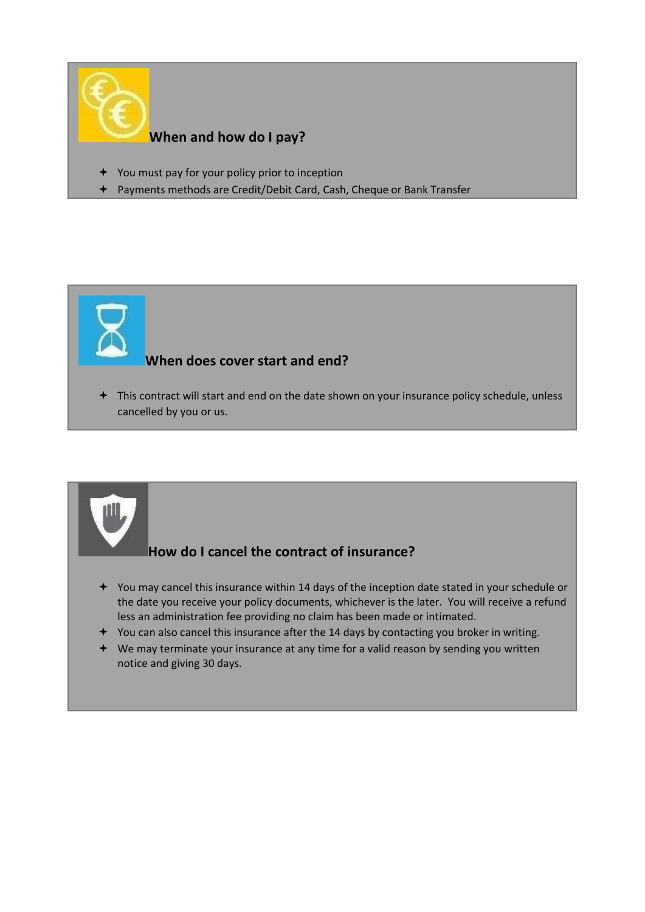## When and how do I pay?

- You must pay for your policy prior to inception
- Payments methods are Credit/Debit Card, Cash, Cheque or Bank Transfer

## When does cover start and end?

- This contract will start and end on the date shown on your insurance policy schedule, unless cancelled by you or us.

## How do I cancel the contract of insurance?

- You may cancel this insurance within 14 days of the inception date stated in your schedule or the date you receive your policy documents, whichever is the later. You will receive a refund less an administration fee providing no claim has been made or intimated.
- You can also cancel this insurance after the 14 days by contacting you broker in writing.
- We may terminate your insurance at any time for a valid reason by sending you written notice and giving 30 days.